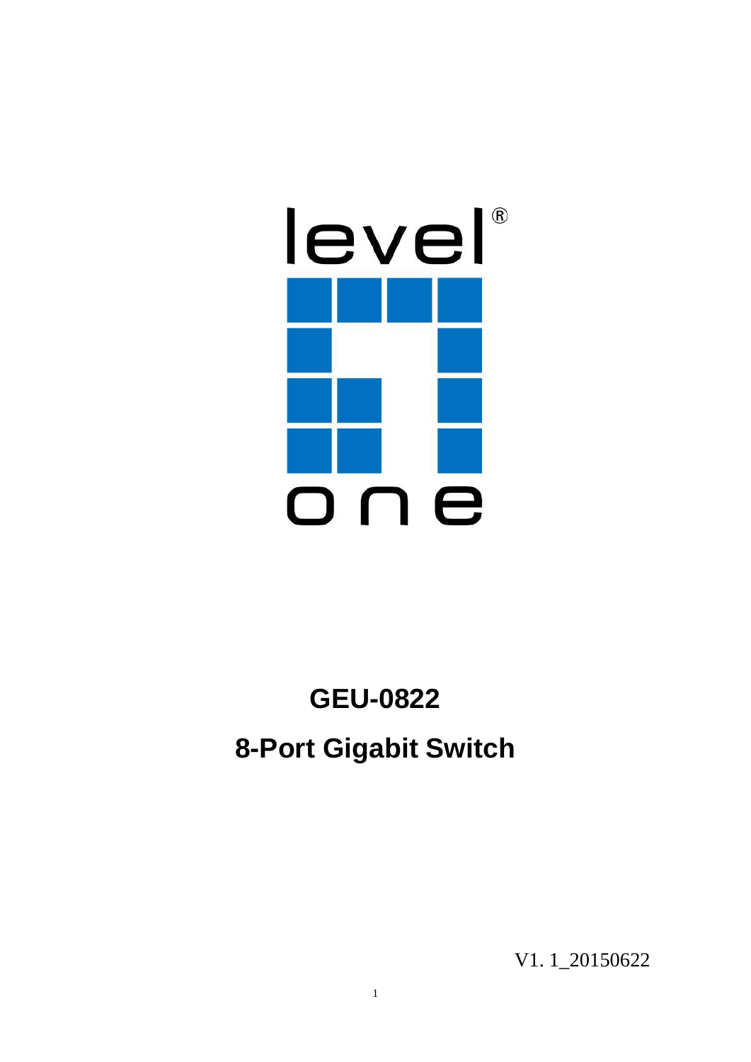# GEU-0822

## 8-Port Gigabit Switch

V1. 1_20150622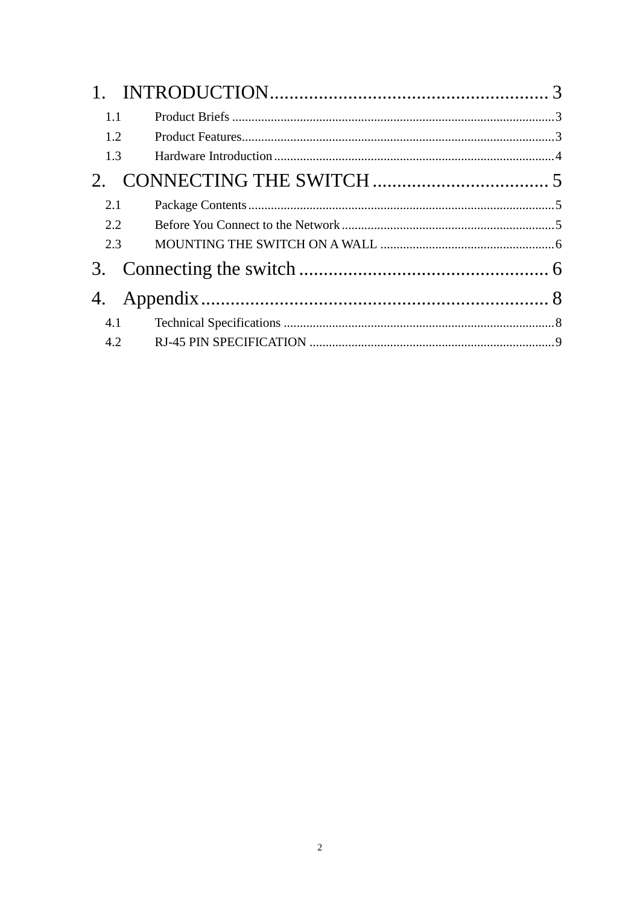1. INTRODUCTION........................................................ 3

  1.1 Product Briefs ........................................................ 3

  1.2 Product Features........................................................ 3

  1.3 Hardware Introduction........................................................ 4

2. CONNECTING THE SWITCH ........................................................ 5

  2.1 Package Contents........................................................ 5

  2.2 Before You Connect to the Network........................................................ 5

  2.3 MOUNTING THE SWITCH ON A WALL ........................................................ 6

3. Connecting the switch ........................................................ 6

4. Appendix........................................................ 8

  4.1 Technical Specifications ........................................................ 8

  4.2 RJ-45 PIN SPECIFICATION ........................................................ 9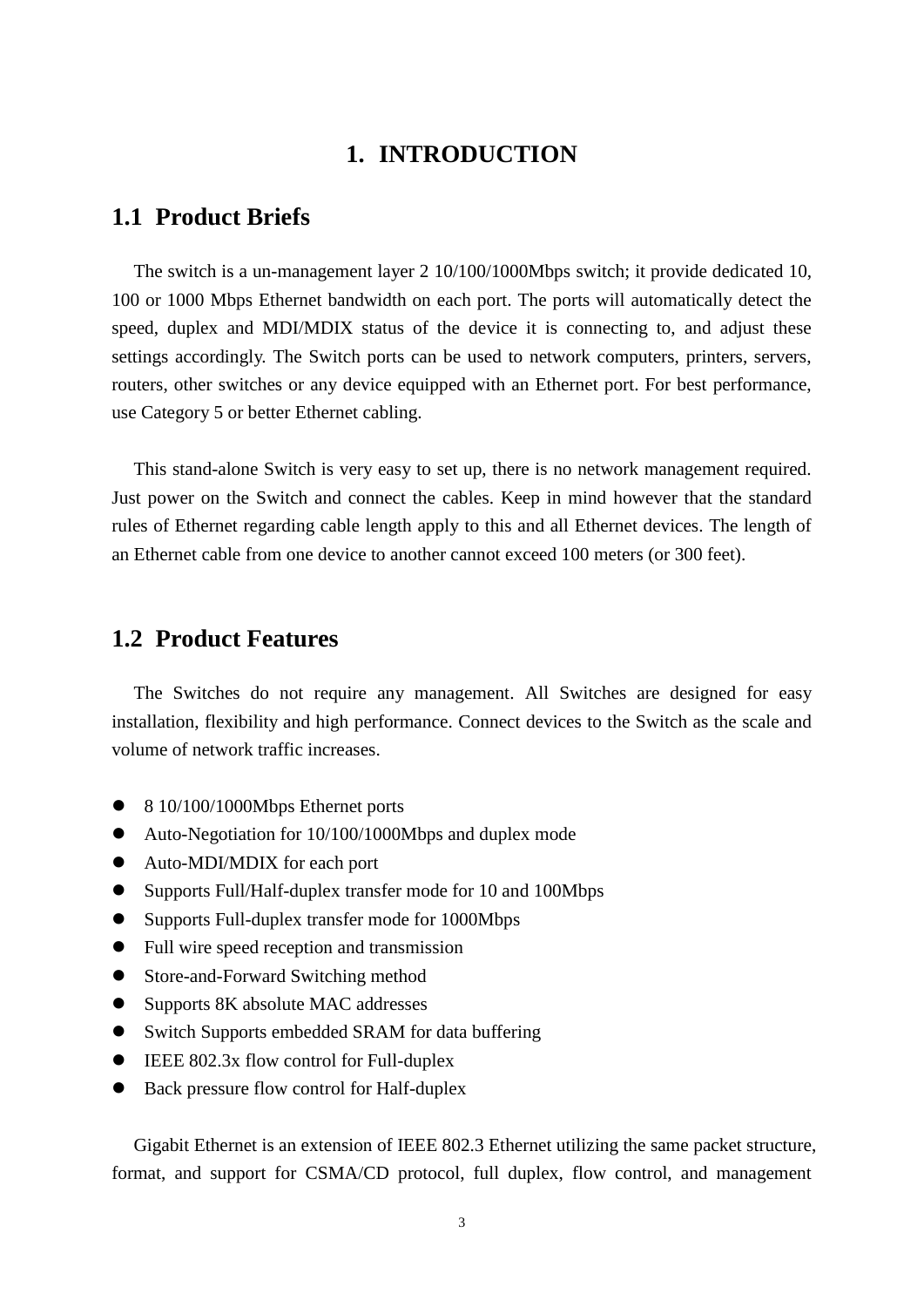# 1. INTRODUCTION

## 1.1 Product Briefs

The switch is a un-management layer 2 10/100/1000Mbps switch; it provide dedicated 10, 100 or 1000 Mbps Ethernet bandwidth on each port. The ports will automatically detect the speed, duplex and MDI/MDIX status of the device it is connecting to, and adjust these settings accordingly. The Switch ports can be used to network computers, printers, servers, routers, other switches or any device equipped with an Ethernet port. For best performance, use Category 5 or better Ethernet cabling.

This stand-alone Switch is very easy to set up, there is no network management required. Just power on the Switch and connect the cables. Keep in mind however that the standard rules of Ethernet regarding cable length apply to this and all Ethernet devices. The length of an Ethernet cable from one device to another cannot exceed 100 meters (or 300 feet).

## 1.2 Product Features

The Switches do not require any management. All Switches are designed for easy installation, flexibility and high performance. Connect devices to the Switch as the scale and volume of network traffic increases.

- 8 10/100/1000Mbps Ethernet ports
- Auto-Negotiation for 10/100/1000Mbps and duplex mode
- Auto-MDI/MDIX for each port
- Supports Full/Half-duplex transfer mode for 10 and 100Mbps
- Supports Full-duplex transfer mode for 1000Mbps
- Full wire speed reception and transmission
- Store-and-Forward Switching method
- Supports 8K absolute MAC addresses
- Switch Supports embedded SRAM for data buffering
- IEEE 802.3x flow control for Full-duplex
- Back pressure flow control for Half-duplex

Gigabit Ethernet is an extension of IEEE 802.3 Ethernet utilizing the same packet structure, format, and support for CSMA/CD protocol, full duplex, flow control, and management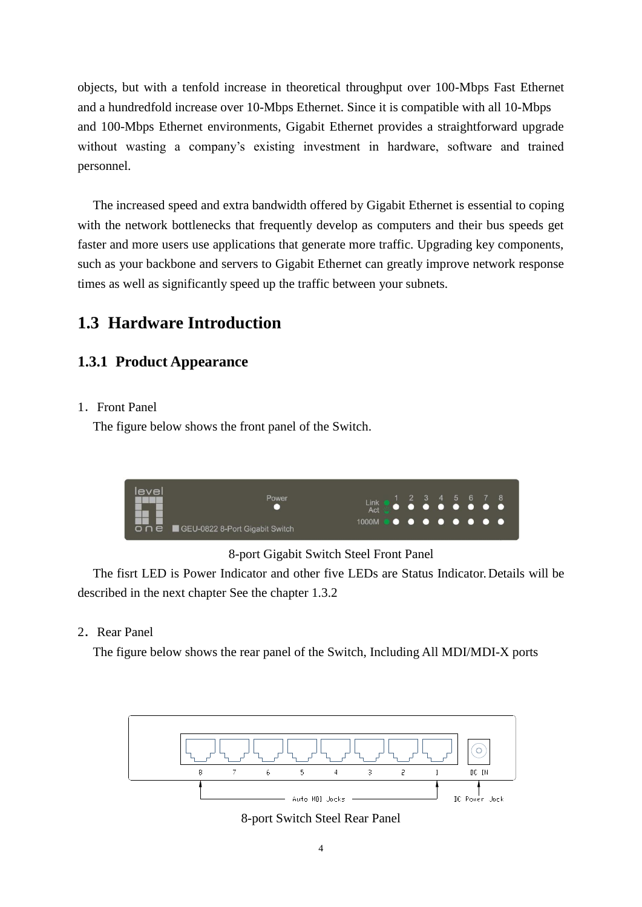objects, but with a tenfold increase in theoretical throughput over 100-Mbps Fast Ethernet and a hundredfold increase over 10-Mbps Ethernet. Since it is compatible with all 10-Mbps and 100-Mbps Ethernet environments, Gigabit Ethernet provides a straightforward upgrade without wasting a company's existing investment in hardware, software and trained personnel.

The increased speed and extra bandwidth offered by Gigabit Ethernet is essential to coping with the network bottlenecks that frequently develop as computers and their bus speeds get faster and more users use applications that generate more traffic. Upgrading key components, such as your backbone and servers to Gigabit Ethernet can greatly improve network response times as well as significantly speed up the traffic between your subnets.

## 1.3 Hardware Introduction

### 1.3.1 Product Appearance

1. Front Panel

The figure below shows the front panel of the Switch.

8-port Gigabit Switch Steel Front Panel

The fisrt LED is Power Indicator and other five LEDs are Status Indicator. Details will be described in the next chapter See the chapter 1.3.2

2. Rear Panel

The figure below shows the rear panel of the Switch, Including All MDI/MDI-X ports

8-port Switch Steel Rear Panel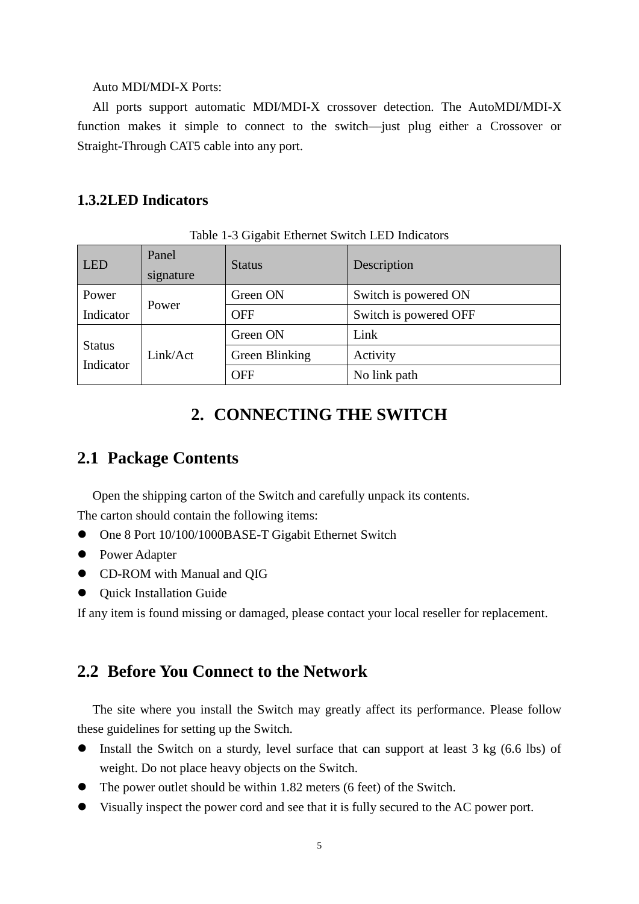Auto MDI/MDI-X Ports:

All ports support automatic MDI/MDI-X crossover detection. The AutoMDI/MDI-X function makes it simple to connect to the switch—just plug either a Crossover or Straight-Through CAT5 cable into any port.

### 1.3.2LED Indicators

Table 1-3 Gigabit Ethernet Switch LED Indicators

| LED | Panel signature | Status | Description |
|---|---|---|---|
| Power Indicator | Power | Green ON | Switch is powered ON |
| | | OFF | Switch is powered OFF |
| Status Indicator | Link/Act | Green ON | Link |
| | | Green Blinking | Activity |
| | | OFF | No link path |

# 2. CONNECTING THE SWITCH

## 2.1 Package Contents

Open the shipping carton of the Switch and carefully unpack its contents.
The carton should contain the following items:

- One 8 Port 10/100/1000BASE-T Gigabit Ethernet Switch
- Power Adapter
- CD-ROM with Manual and QIG
- Quick Installation Guide

If any item is found missing or damaged, please contact your local reseller for replacement.

## 2.2 Before You Connect to the Network

The site where you install the Switch may greatly affect its performance. Please follow these guidelines for setting up the Switch.

- Install the Switch on a sturdy, level surface that can support at least 3 kg (6.6 lbs) of weight. Do not place heavy objects on the Switch.
- The power outlet should be within 1.82 meters (6 feet) of the Switch.
- Visually inspect the power cord and see that it is fully secured to the AC power port.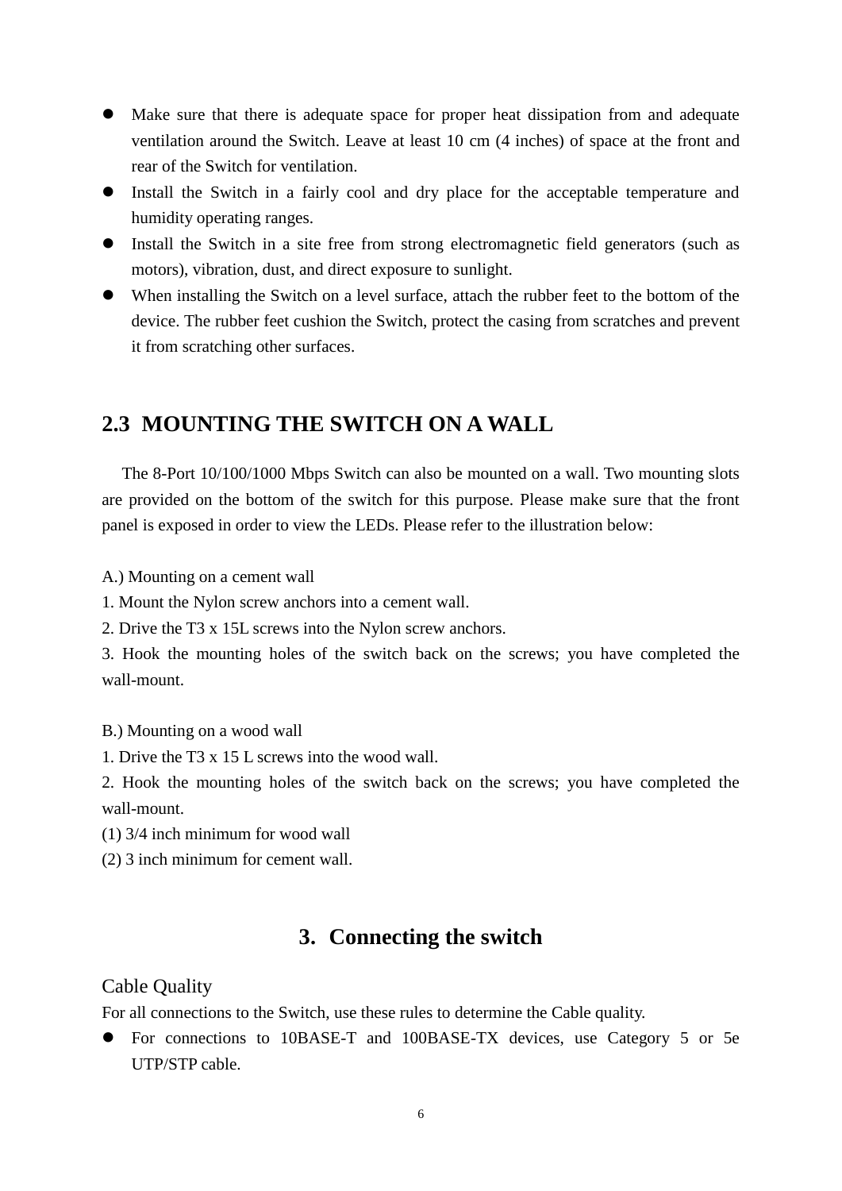- Make sure that there is adequate space for proper heat dissipation from and adequate ventilation around the Switch. Leave at least 10 cm (4 inches) of space at the front and rear of the Switch for ventilation.
- Install the Switch in a fairly cool and dry place for the acceptable temperature and humidity operating ranges.
- Install the Switch in a site free from strong electromagnetic field generators (such as motors), vibration, dust, and direct exposure to sunlight.
- When installing the Switch on a level surface, attach the rubber feet to the bottom of the device. The rubber feet cushion the Switch, protect the casing from scratches and prevent it from scratching other surfaces.

## 2.3 MOUNTING THE SWITCH ON A WALL

The 8-Port 10/100/1000 Mbps Switch can also be mounted on a wall. Two mounting slots are provided on the bottom of the switch for this purpose. Please make sure that the front panel is exposed in order to view the LEDs. Please refer to the illustration below:

A.) Mounting on a cement wall
1. Mount the Nylon screw anchors into a cement wall.
2. Drive the T3 x 15L screws into the Nylon screw anchors.
3. Hook the mounting holes of the switch back on the screws; you have completed the wall-mount.

B.) Mounting on a wood wall
1. Drive the T3 x 15 L screws into the wood wall.
2. Hook the mounting holes of the switch back on the screws; you have completed the wall-mount.
(1) 3/4 inch minimum for wood wall
(2) 3 inch minimum for cement wall.

# 3. Connecting the switch

### Cable Quality

For all connections to the Switch, use these rules to determine the Cable quality.

- For connections to 10BASE-T and 100BASE-TX devices, use Category 5 or 5e UTP/STP cable.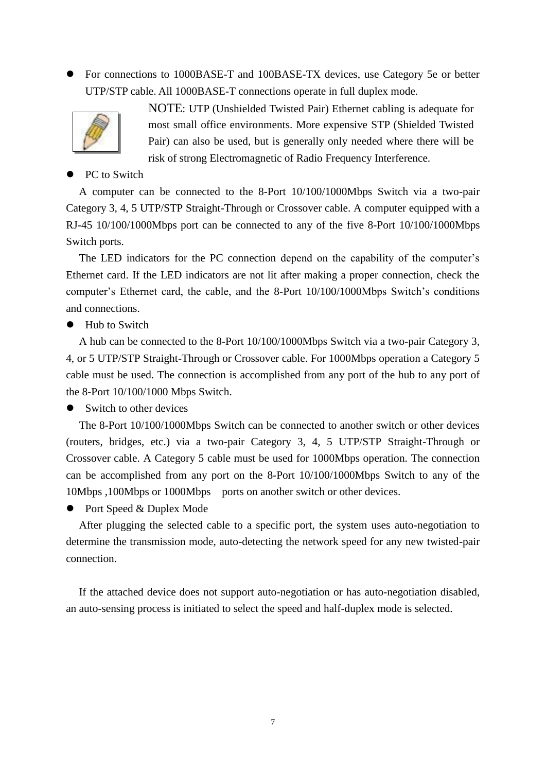- For connections to 1000BASE-T and 100BASE-TX devices, use Category 5e or better UTP/STP cable. All 1000BASE-T connections operate in full duplex mode.

NOTE: UTP (Unshielded Twisted Pair) Ethernet cabling is adequate for most small office environments. More expensive STP (Shielded Twisted Pair) can also be used, but is generally only needed where there will be risk of strong Electromagnetic of Radio Frequency Interference.

- PC to Switch

A computer can be connected to the 8-Port 10/100/1000Mbps Switch via a two-pair Category 3, 4, 5 UTP/STP Straight-Through or Crossover cable. A computer equipped with a RJ-45 10/100/1000Mbps port can be connected to any of the five 8-Port 10/100/1000Mbps Switch ports.

The LED indicators for the PC connection depend on the capability of the computer's Ethernet card. If the LED indicators are not lit after making a proper connection, check the computer's Ethernet card, the cable, and the 8-Port 10/100/1000Mbps Switch's conditions and connections.

- Hub to Switch

A hub can be connected to the 8-Port 10/100/1000Mbps Switch via a two-pair Category 3, 4, or 5 UTP/STP Straight-Through or Crossover cable. For 1000Mbps operation a Category 5 cable must be used. The connection is accomplished from any port of the hub to any port of the 8-Port 10/100/1000 Mbps Switch.

- Switch to other devices

The 8-Port 10/100/1000Mbps Switch can be connected to another switch or other devices (routers, bridges, etc.) via a two-pair Category 3, 4, 5 UTP/STP Straight-Through or Crossover cable. A Category 5 cable must be used for 1000Mbps operation. The connection can be accomplished from any port on the 8-Port 10/100/1000Mbps Switch to any of the 10Mbps ,100Mbps or 1000Mbps ports on another switch or other devices.

- Port Speed & Duplex Mode

After plugging the selected cable to a specific port, the system uses auto-negotiation to determine the transmission mode, auto-detecting the network speed for any new twisted-pair connection.

If the attached device does not support auto-negotiation or has auto-negotiation disabled, an auto-sensing process is initiated to select the speed and half-duplex mode is selected.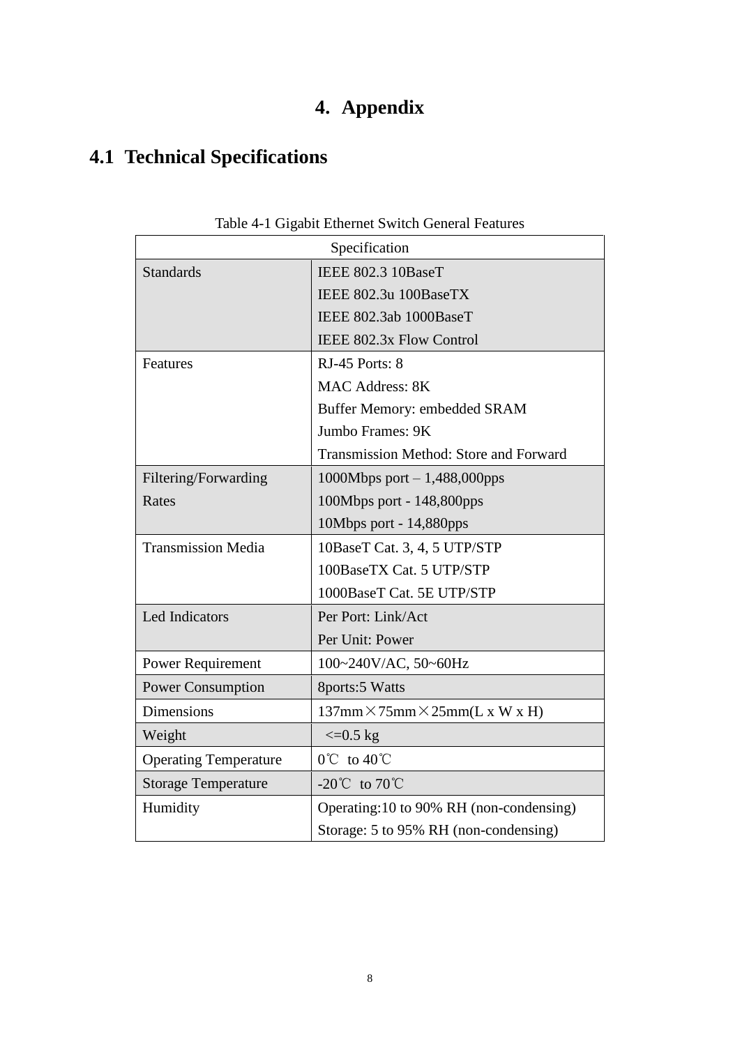# 4. Appendix

## 4.1 Technical Specifications

Table 4-1 Gigabit Ethernet Switch General Features

| Specification | |
|---|---|
| Standards | IEEE 802.3 10BaseT<br>IEEE 802.3u 100BaseTX<br>IEEE 802.3ab 1000BaseT<br>IEEE 802.3x Flow Control |
| Features | RJ-45 Ports: 8<br>MAC Address: 8K<br>Buffer Memory: embedded SRAM<br>Jumbo Frames: 9K<br>Transmission Method: Store and Forward |
| Filtering/Forwarding Rates | 1000Mbps port – 1,488,000pps<br>100Mbps port - 148,800pps<br>10Mbps port - 14,880pps |
| Transmission Media | 10BaseT Cat. 3, 4, 5 UTP/STP<br>100BaseTX Cat. 5 UTP/STP<br>1000BaseT Cat. 5E UTP/STP |
| Led Indicators | Per Port: Link/Act<br>Per Unit: Power |
| Power Requirement | 100~240V/AC, 50~60Hz |
| Power Consumption | 8ports:5 Watts |
| Dimensions | 137mm×75mm×25mm(L x W x H) |
| Weight | <=0.5 kg |
| Operating Temperature | 0℃ to 40℃ |
| Storage Temperature | -20℃ to 70℃ |
| Humidity | Operating:10 to 90% RH (non-condensing)<br>Storage: 5 to 95% RH (non-condensing) |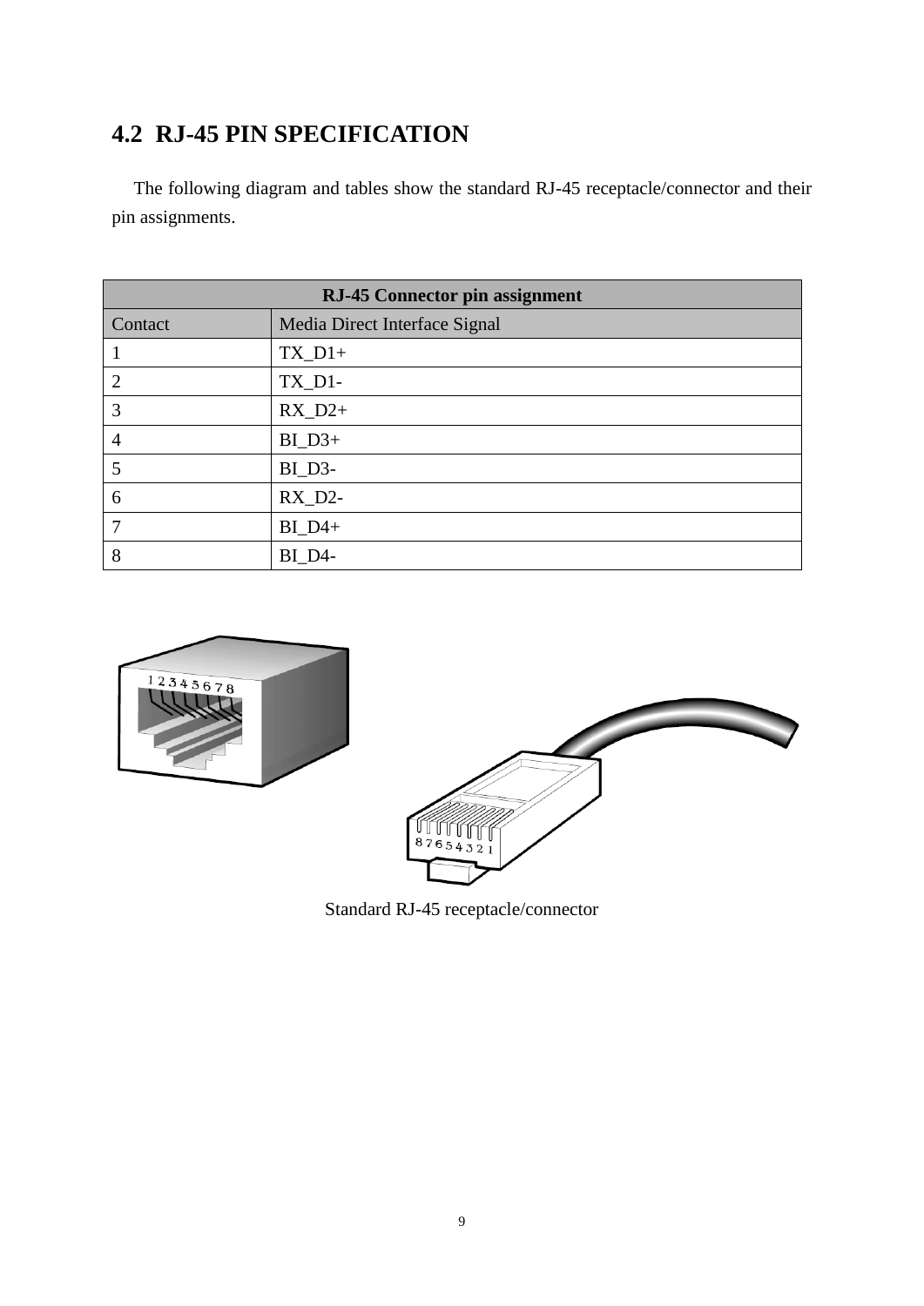## 4.2 RJ-45 PIN SPECIFICATION

The following diagram and tables show the standard RJ-45 receptacle/connector and their pin assignments.

| RJ-45 Connector pin assignment | |
|---|---|
| Contact | Media Direct Interface Signal |
| 1 | TX_D1+ |
| 2 | TX_D1- |
| 3 | RX_D2+ |
| 4 | BI_D3+ |
| 5 | BI_D3- |
| 6 | RX_D2- |
| 7 | BI_D4+ |
| 8 | BI_D4- |

1 2 3 4 5 6 7 8

8 7 6 5 4 3 2 1

Standard RJ-45 receptacle/connector